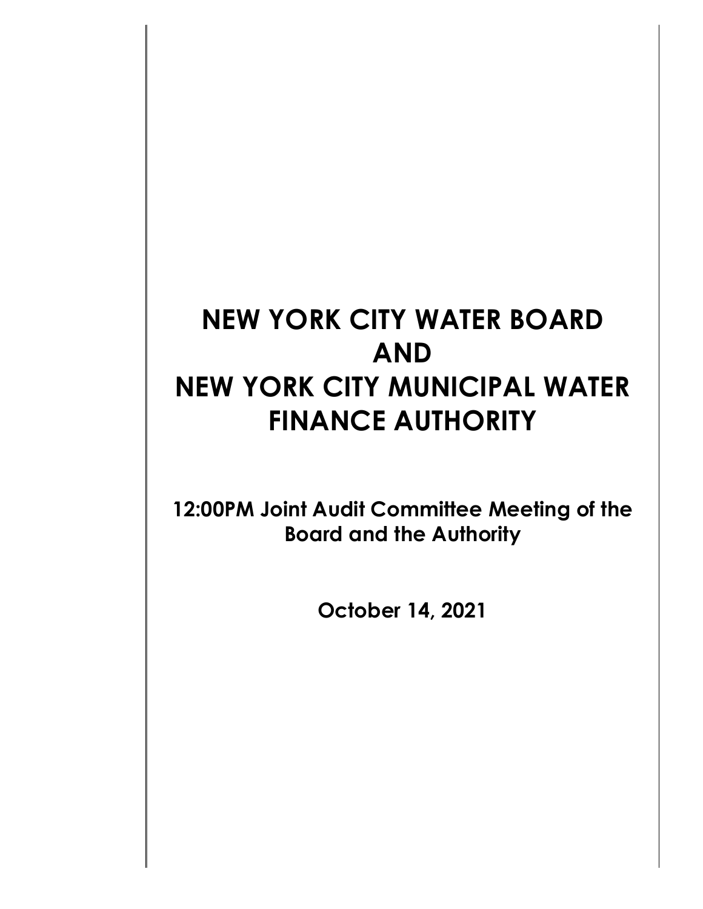# NEW YORK CITY WATER BOARD AND NEW YORK CITY MUNICIPAL WATER FINANCE AUTHORITY

**12:00PM Joint Audit Committee Meeting of the Board and the Authority**

**October 14, 2021**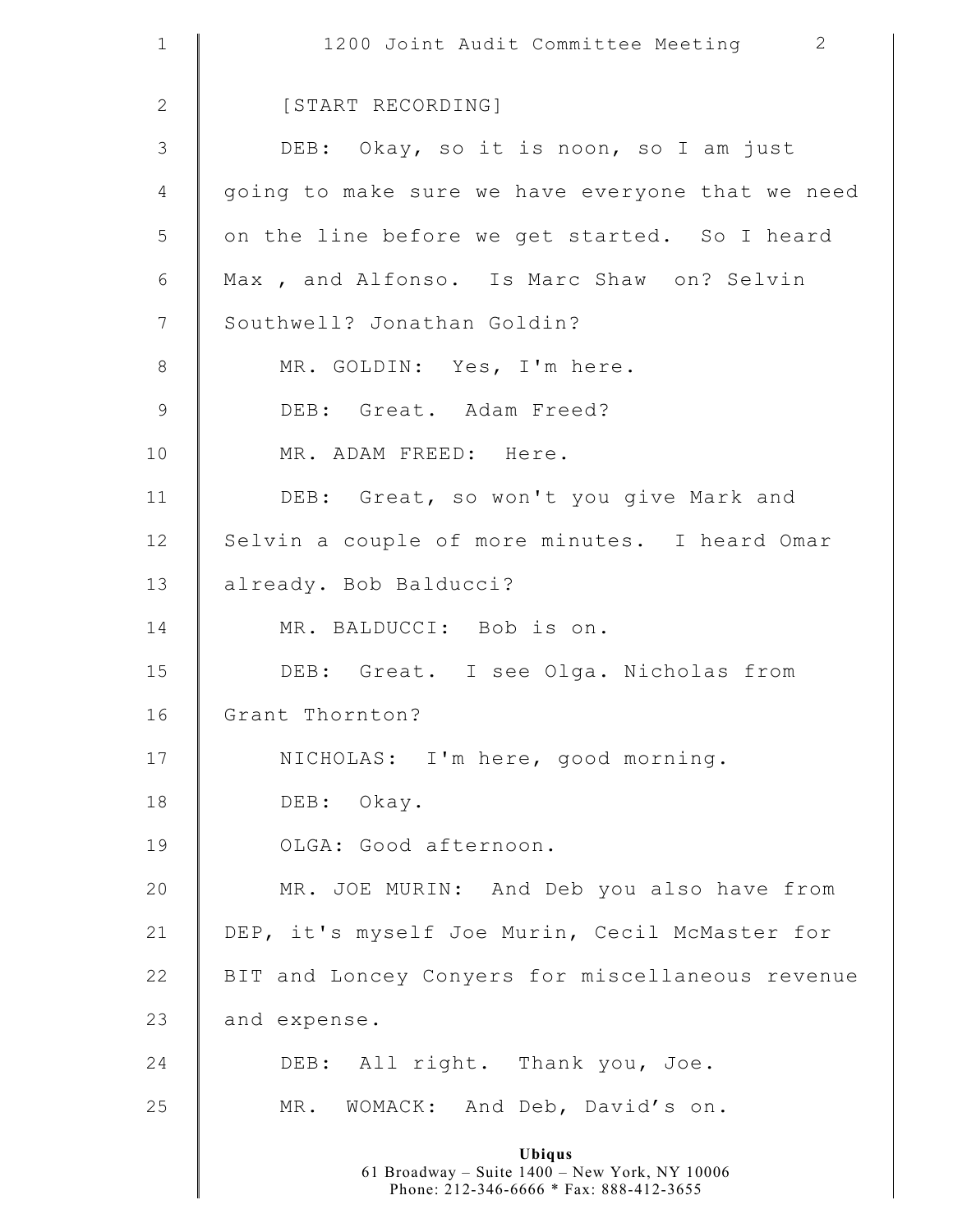[START RECORDING]

DEB: Okay, so it is noon, so I am just going to make sure we have everyone that we need on the line before we get started. So I heard Max , and Alfonso. Is Marc Shaw on? Selvin Southwell? Jonathan Goldin?

MR. GOLDIN: Yes, I'm here.

DEB: Great. Adam Freed?

MR. ADAM FREED: Here.

DEB: Great, so won't you give Mark and Selvin a couple of more minutes. I heard Omar already. Bob Balducci?

MR. BALDUCCI: Bob is on.

DEB: Great. I see Olga. Nicholas from Grant Thornton?

NICHOLAS: I'm here, good morning.

DEB: Okay.

OLGA: Good afternoon.

MR. JOE MURIN: And Deb you also have from DEP, it's myself Joe Murin, Cecil McMaster for BIT and Loncey Conyers for miscellaneous revenue and expense.

DEB: All right. Thank you, Joe.

MR. WOMACK: And Deb, David's on.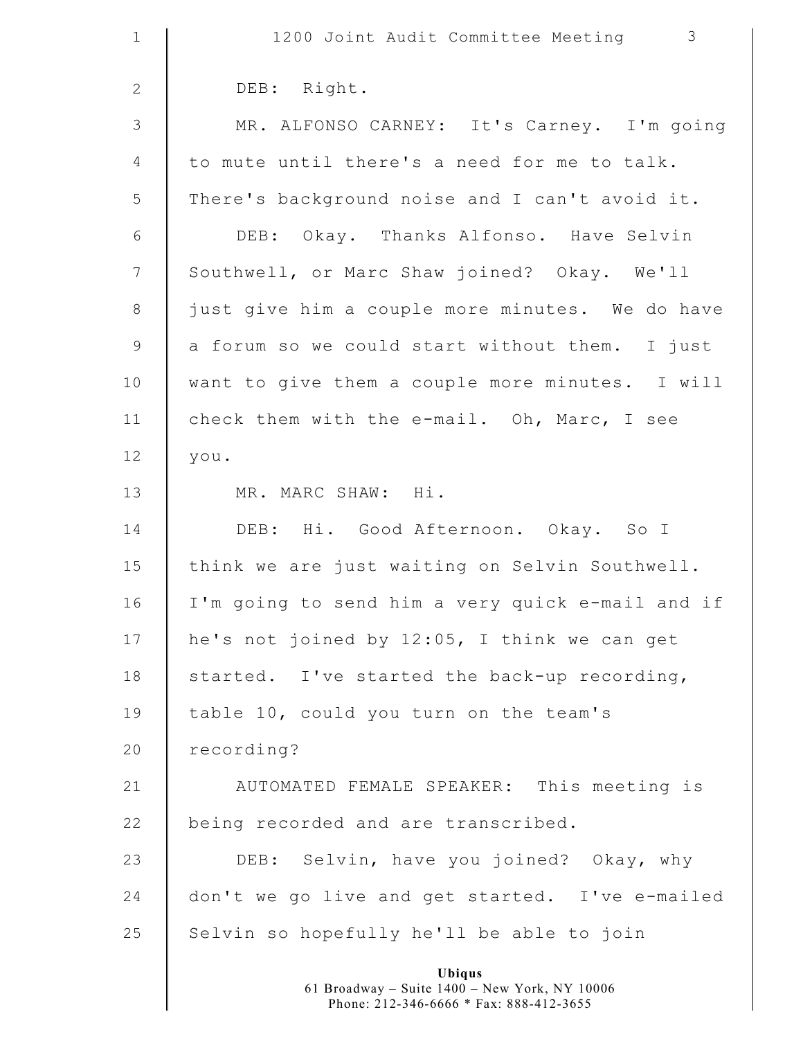DEB: Right.

MR. ALFONSO CARNEY: It's Carney. I'm going to mute until there's a need for me to talk. There's background noise and I can't avoid it.

DEB: Okay. Thanks Alfonso. Have Selvin Southwell, or Marc Shaw joined? Okay. We'll just give him a couple more minutes. We do have a forum so we could start without them. I just want to give them a couple more minutes. I will check them with the e-mail. Oh, Marc, I see you.

MR. MARC SHAW: Hi.

DEB: Hi. Good Afternoon. Okay. So I think we are just waiting on Selvin Southwell. I'm going to send him a very quick e-mail and if he's not joined by 12:05, I think we can get started. I've started the back-up recording, table 10, could you turn on the team's recording?

AUTOMATED FEMALE SPEAKER: This meeting is being recorded and are transcribed.

DEB: Selvin, have you joined? Okay, why don't we go live and get started. I've e-mailed Selvin so hopefully he'll be able to join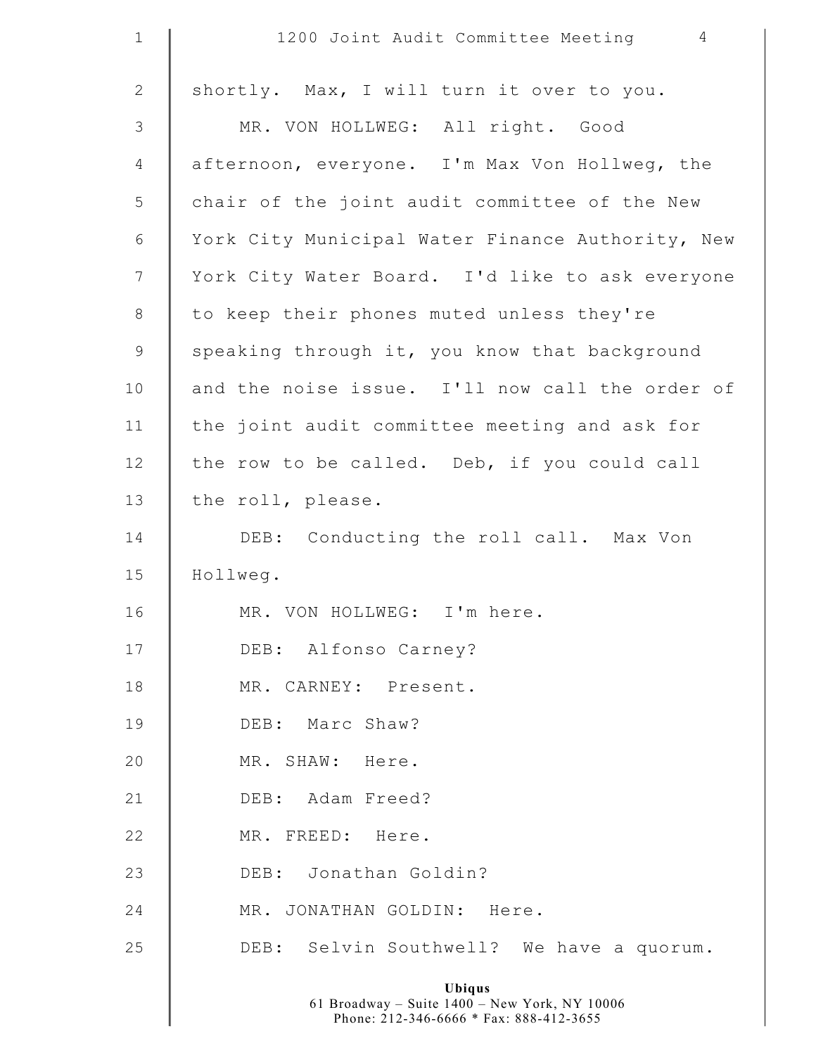shortly. Max, I will turn it over to you.

MR. VON HOLLWEG: All right. Good afternoon, everyone. I'm Max Von Hollweg, the chair of the joint audit committee of the New York City Municipal Water Finance Authority, New York City Water Board. I'd like to ask everyone to keep their phones muted unless they're speaking through it, you know that background and the noise issue. I'll now call the order of the joint audit committee meeting and ask for the row to be called. Deb, if you could call the roll, please.

DEB: Conducting the roll call. Max Von Hollweg.

MR. VON HOLLWEG: I'm here.

DEB: Alfonso Carney?

MR. CARNEY: Present.

DEB: Marc Shaw?

MR. SHAW: Here.

DEB: Adam Freed?

MR. FREED: Here.

DEB: Jonathan Goldin?

MR. JONATHAN GOLDIN: Here.

DEB: Selvin Southwell? We have a quorum.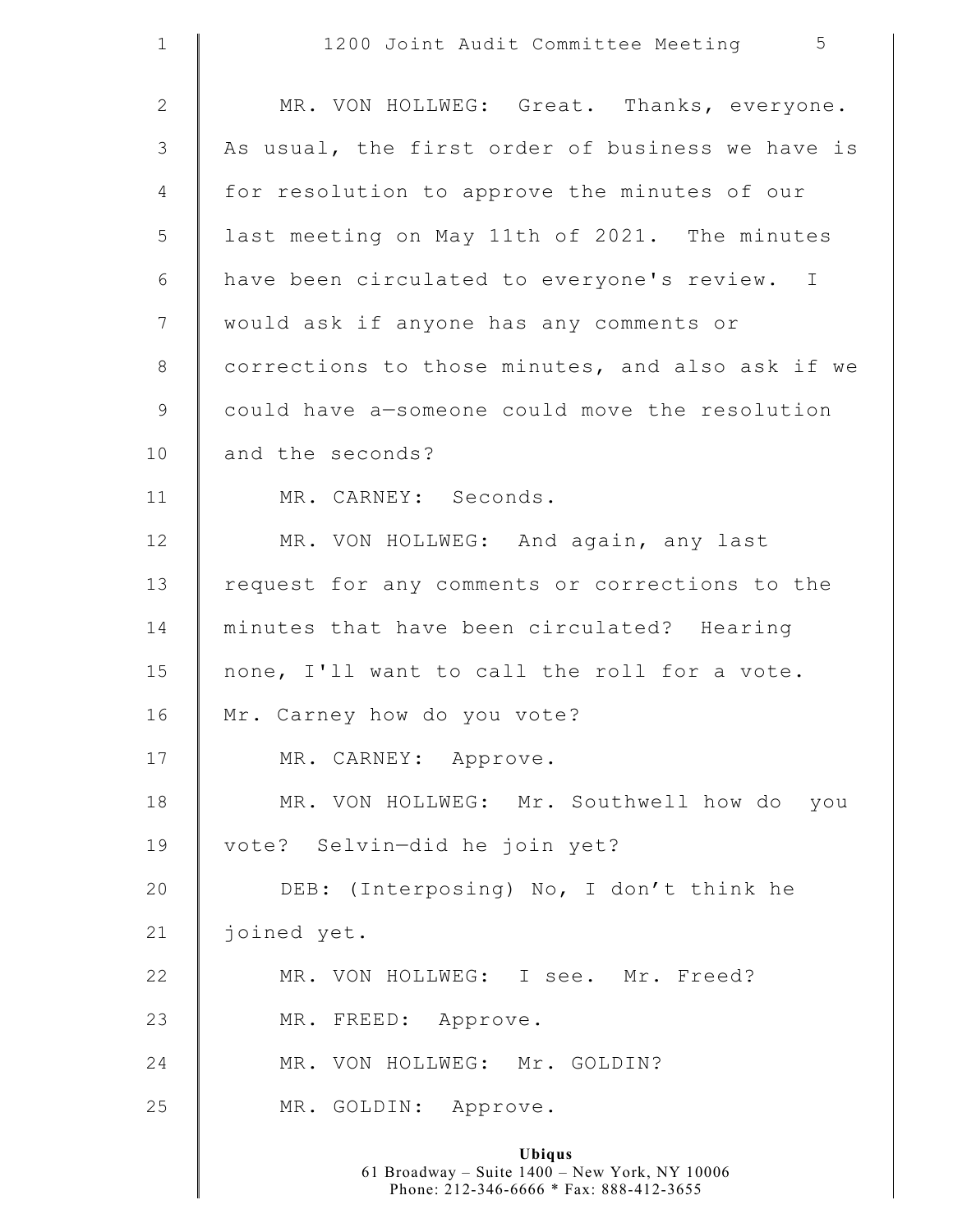MR. VON HOLLWEG: Great. Thanks, everyone. As usual, the first order of business we have is for resolution to approve the minutes of our last meeting on May 11th of 2021. The minutes have been circulated to everyone's review. I would ask if anyone has any comments or corrections to those minutes, and also ask if we could have a—someone could move the resolution and the seconds?

MR. CARNEY: Seconds.

MR. VON HOLLWEG: And again, any last request for any comments or corrections to the minutes that have been circulated? Hearing none, I'll want to call the roll for a vote. Mr. Carney how do you vote?

MR. CARNEY: Approve.

MR. VON HOLLWEG: Mr. Southwell how do you vote? Selvin—did he join yet?

DEB: (Interposing) No, I don't think he joined yet.

MR. VON HOLLWEG: I see. Mr. Freed?

MR. FREED: Approve.

MR. VON HOLLWEG: Mr. GOLDIN?

MR. GOLDIN: Approve.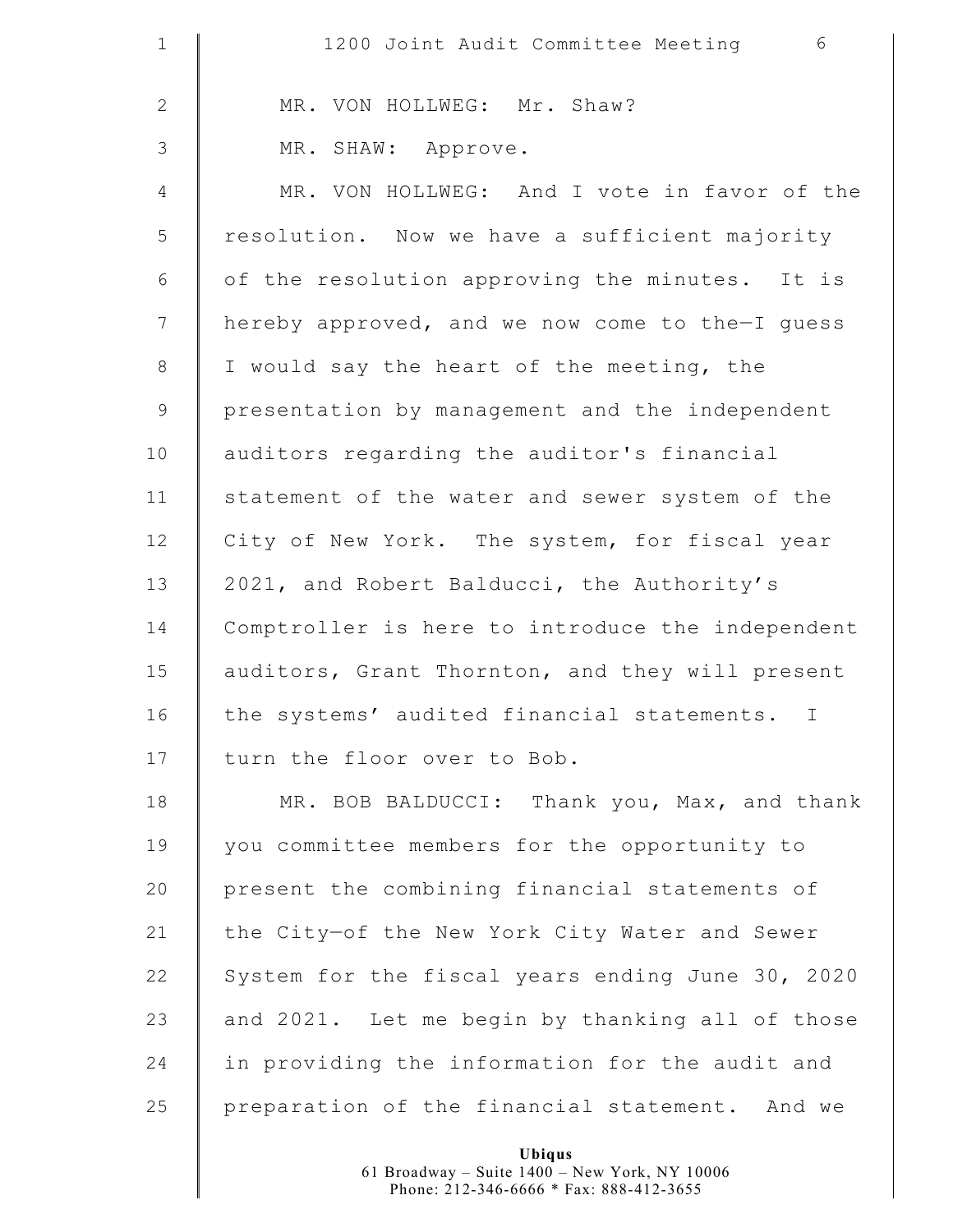MR. VON HOLLWEG: Mr. Shaw?

MR. SHAW: Approve.

MR. VON HOLLWEG: And I vote in favor of the resolution. Now we have a sufficient majority of the resolution approving the minutes. It is hereby approved, and we now come to the—I guess I would say the heart of the meeting, the presentation by management and the independent auditors regarding the auditor's financial statement of the water and sewer system of the City of New York. The system, for fiscal year 2021, and Robert Balducci, the Authority's Comptroller is here to introduce the independent auditors, Grant Thornton, and they will present the systems' audited financial statements. I turn the floor over to Bob.

MR. BOB BALDUCCI: Thank you, Max, and thank you committee members for the opportunity to present the combining financial statements of the City—of the New York City Water and Sewer System for the fiscal years ending June 30, 2020 and 2021. Let me begin by thanking all of those in providing the information for the audit and preparation of the financial statement. And we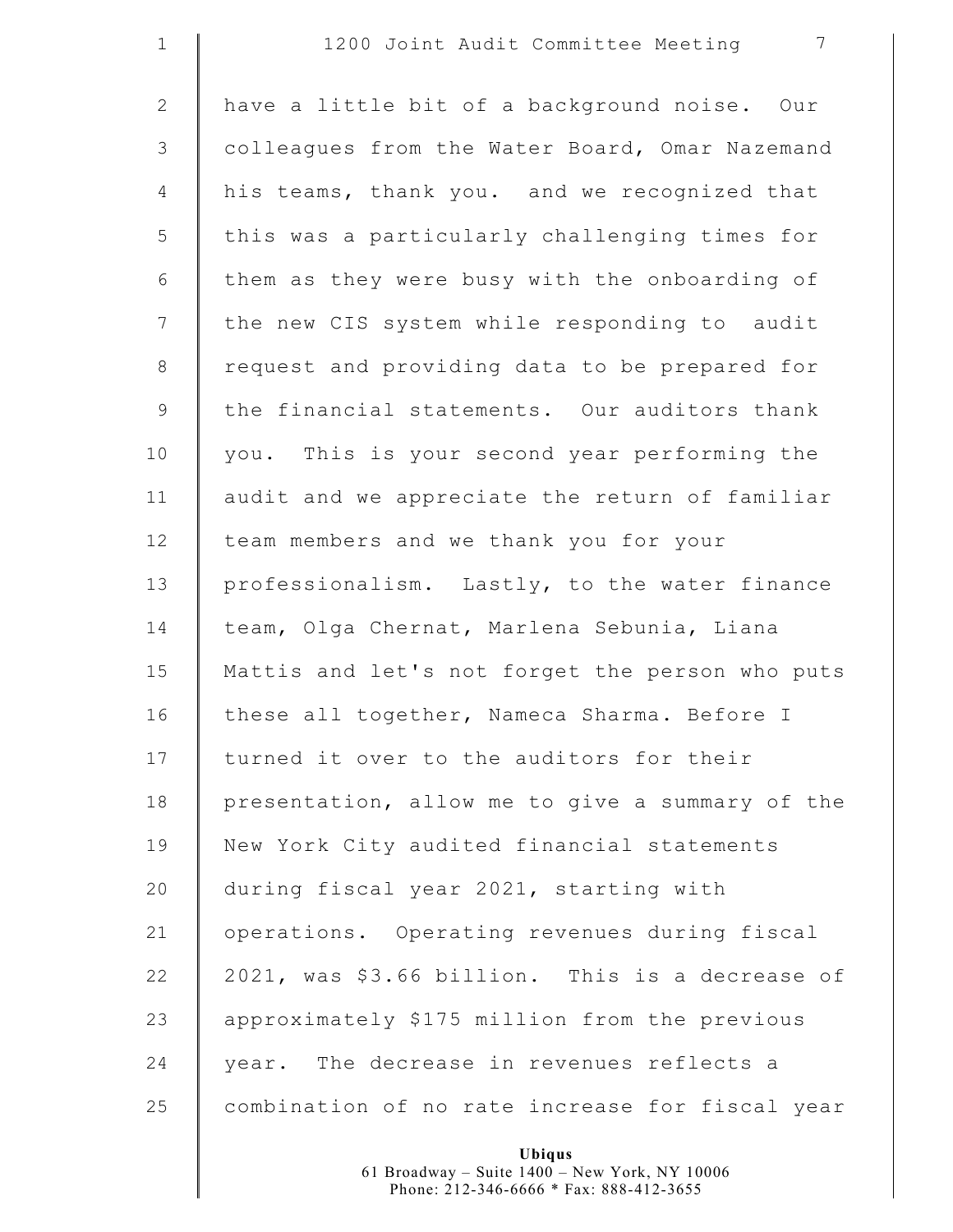have a little bit of a background noise. Our colleagues from the Water Board, Omar Nazemand his teams, thank you. and we recognized that this was a particularly challenging times for them as they were busy with the onboarding of the new CIS system while responding to audit request and providing data to be prepared for the financial statements. Our auditors thank you. This is your second year performing the audit and we appreciate the return of familiar team members and we thank you for your professionalism. Lastly, to the water finance team, Olga Chernat, Marlena Sebunia, Liana Mattis and let's not forget the person who puts these all together, Nameca Sharma. Before I turned it over to the auditors for their presentation, allow me to give a summary of the New York City audited financial statements during fiscal year 2021, starting with operations. Operating revenues during fiscal 2021, was $3.66 billion. This is a decrease of approximately $175 million from the previous year. The decrease in revenues reflects a combination of no rate increase for fiscal year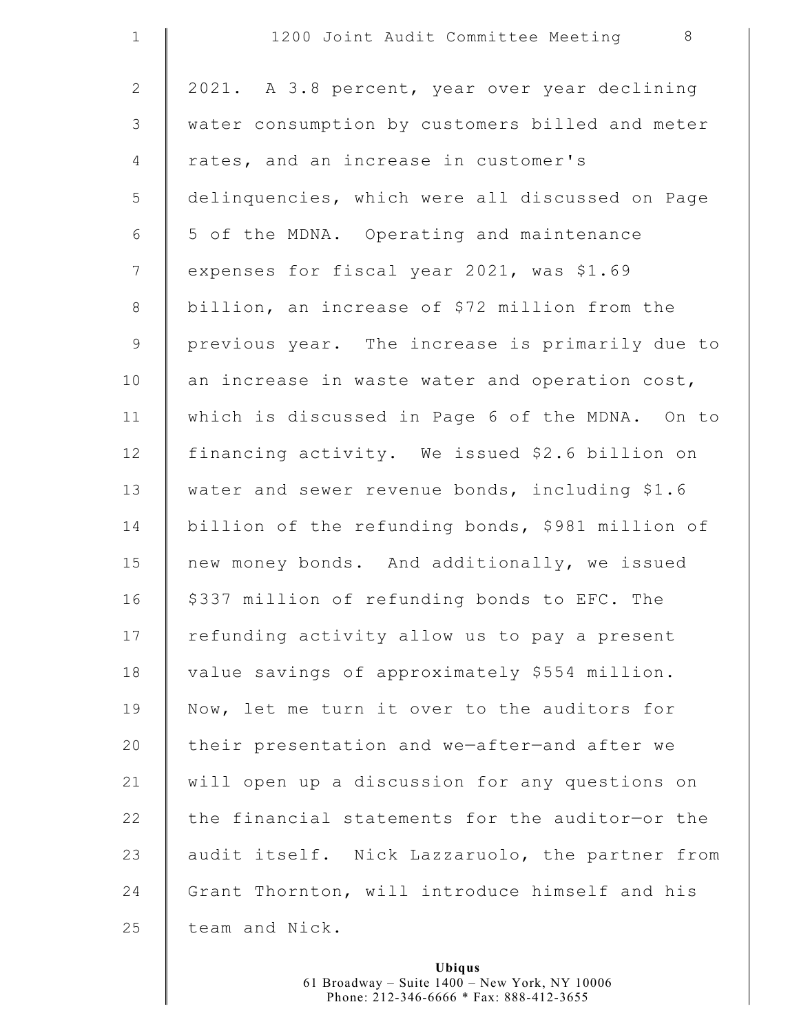2021. A 3.8 percent, year over year declining water consumption by customers billed and meter rates, and an increase in customer's delinquencies, which were all discussed on Page 5 of the MDNA. Operating and maintenance expenses for fiscal year 2021, was $1.69 billion, an increase of $72 million from the previous year. The increase is primarily due to an increase in waste water and operation cost, which is discussed in Page 6 of the MDNA. On to financing activity. We issued $2.6 billion on water and sewer revenue bonds, including $1.6 billion of the refunding bonds, $981 million of new money bonds. And additionally, we issued $337 million of refunding bonds to EFC. The refunding activity allow us to pay a present value savings of approximately $554 million. Now, let me turn it over to the auditors for their presentation and we—after—and after we will open up a discussion for any questions on the financial statements for the auditor—or the audit itself. Nick Lazzaruolo, the partner from Grant Thornton, will introduce himself and his team and Nick.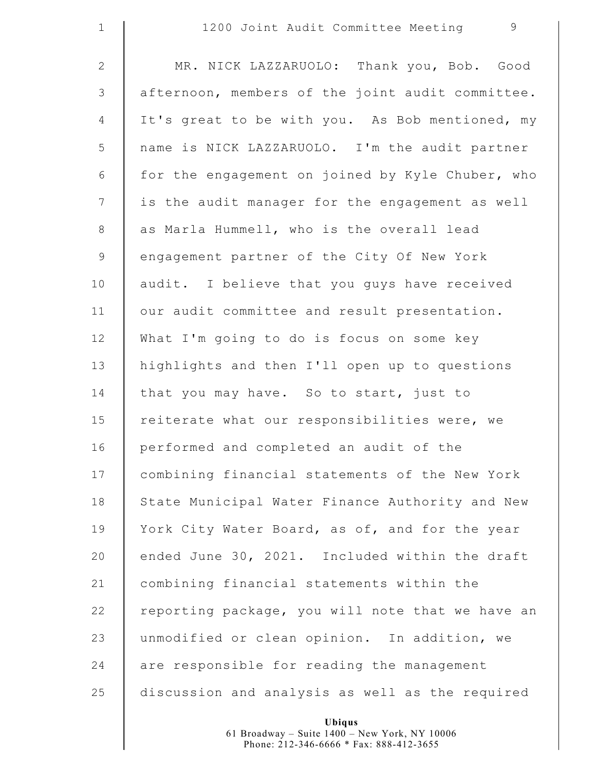MR. NICK LAZZARUOLO: Thank you, Bob. Good afternoon, members of the joint audit committee. It's great to be with you. As Bob mentioned, my name is NICK LAZZARUOLO. I'm the audit partner for the engagement on joined by Kyle Chuber, who is the audit manager for the engagement as well as Marla Hummell, who is the overall lead engagement partner of the City Of New York audit. I believe that you guys have received our audit committee and result presentation. What I'm going to do is focus on some key highlights and then I'll open up to questions that you may have. So to start, just to reiterate what our responsibilities were, we performed and completed an audit of the combining financial statements of the New York State Municipal Water Finance Authority and New York City Water Board, as of, and for the year ended June 30, 2021. Included within the draft combining financial statements within the reporting package, you will note that we have an unmodified or clean opinion. In addition, we are responsible for reading the management discussion and analysis as well as the required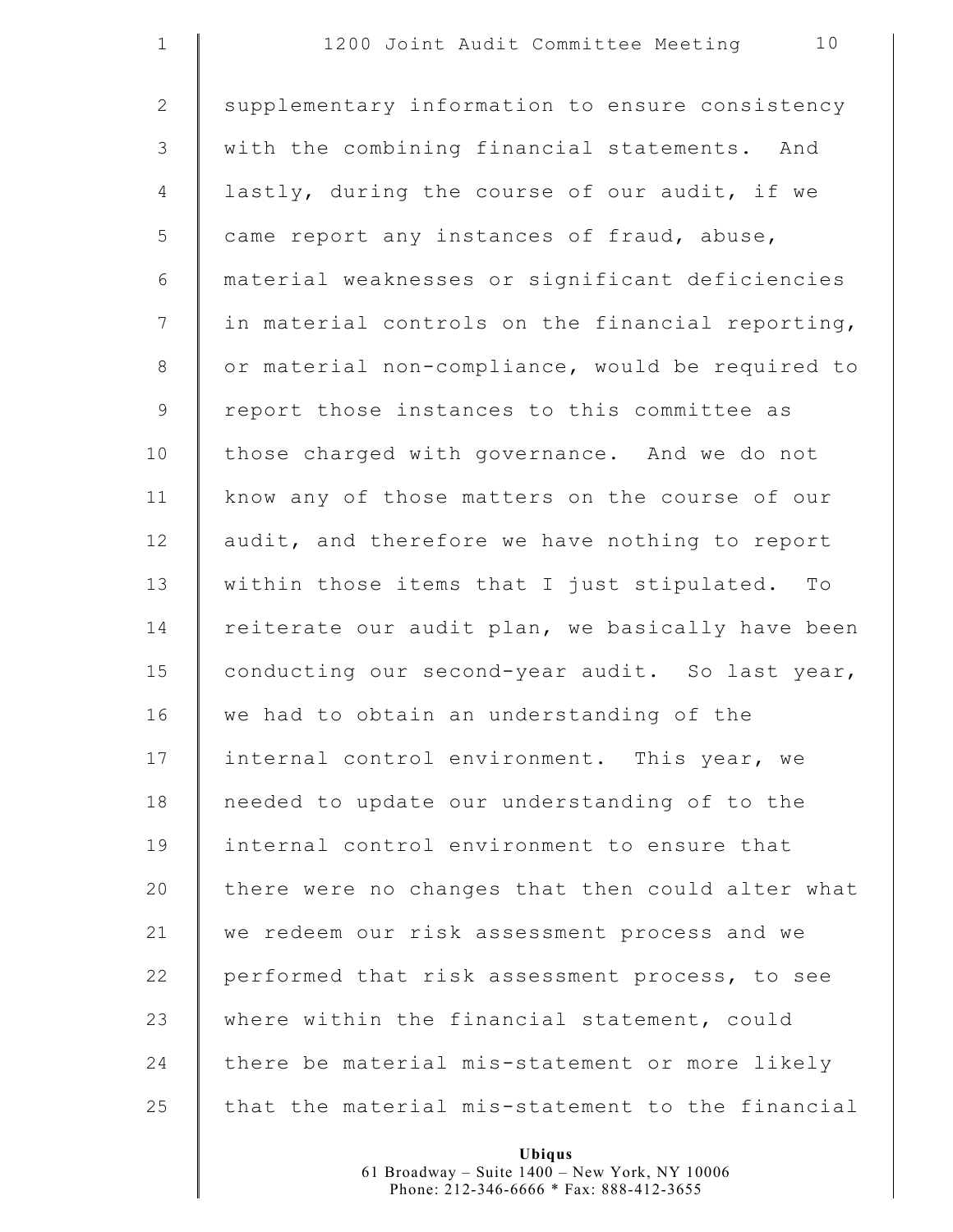supplementary information to ensure consistency with the combining financial statements. And lastly, during the course of our audit, if we came report any instances of fraud, abuse, material weaknesses or significant deficiencies in material controls on the financial reporting, or material non-compliance, would be required to report those instances to this committee as those charged with governance. And we do not know any of those matters on the course of our audit, and therefore we have nothing to report within those items that I just stipulated. To reiterate our audit plan, we basically have been conducting our second-year audit. So last year, we had to obtain an understanding of the internal control environment. This year, we needed to update our understanding of to the internal control environment to ensure that there were no changes that then could alter what we redeem our risk assessment process and we performed that risk assessment process, to see where within the financial statement, could there be material mis-statement or more likely that the material mis-statement to the financial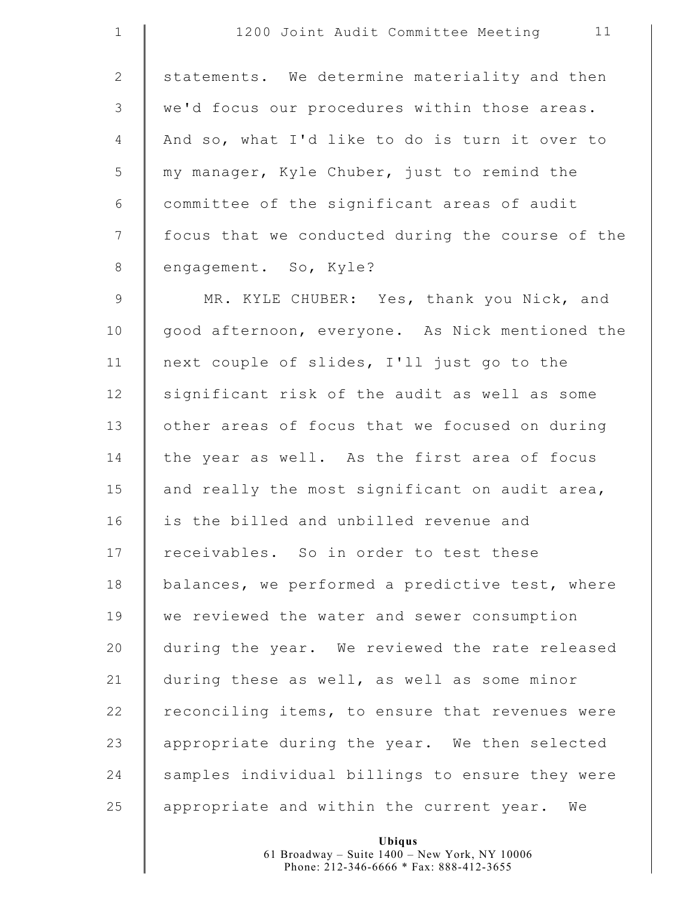statements. We determine materiality and then we'd focus our procedures within those areas. And so, what I'd like to do is turn it over to my manager, Kyle Chuber, just to remind the committee of the significant areas of audit focus that we conducted during the course of the engagement. So, Kyle?

MR. KYLE CHUBER: Yes, thank you Nick, and good afternoon, everyone. As Nick mentioned the next couple of slides, I'll just go to the significant risk of the audit as well as some other areas of focus that we focused on during the year as well. As the first area of focus and really the most significant on audit area, is the billed and unbilled revenue and receivables. So in order to test these balances, we performed a predictive test, where we reviewed the water and sewer consumption during the year. We reviewed the rate released during these as well, as well as some minor reconciling items, to ensure that revenues were appropriate during the year. We then selected samples individual billings to ensure they were appropriate and within the current year. We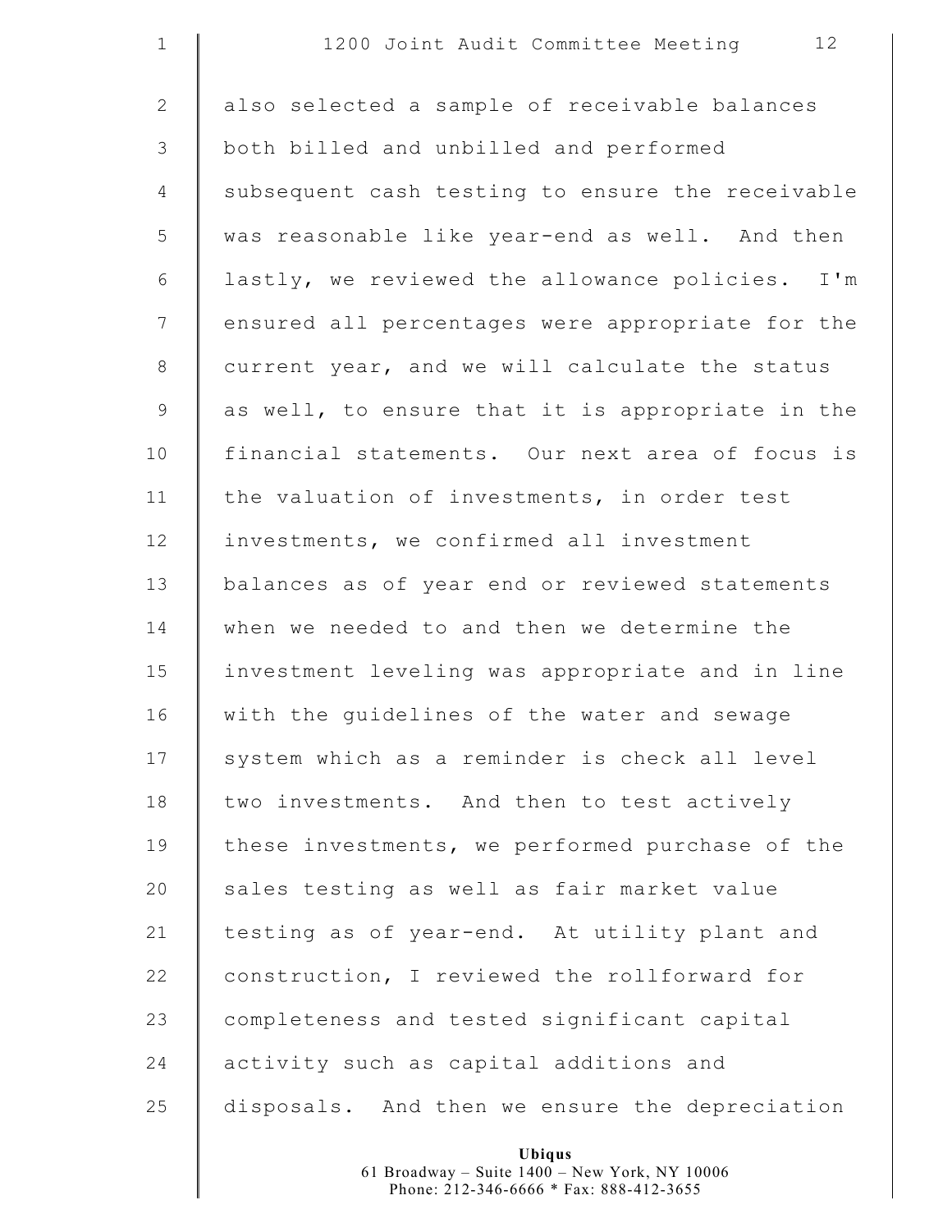also selected a sample of receivable balances both billed and unbilled and performed subsequent cash testing to ensure the receivable was reasonable like year-end as well. And then lastly, we reviewed the allowance policies. I'm ensured all percentages were appropriate for the current year, and we will calculate the status as well, to ensure that it is appropriate in the financial statements. Our next area of focus is the valuation of investments, in order test investments, we confirmed all investment balances as of year end or reviewed statements when we needed to and then we determine the investment leveling was appropriate and in line with the guidelines of the water and sewage system which as a reminder is check all level two investments. And then to test actively these investments, we performed purchase of the sales testing as well as fair market value testing as of year-end. At utility plant and construction, I reviewed the rollforward for completeness and tested significant capital activity such as capital additions and disposals. And then we ensure the depreciation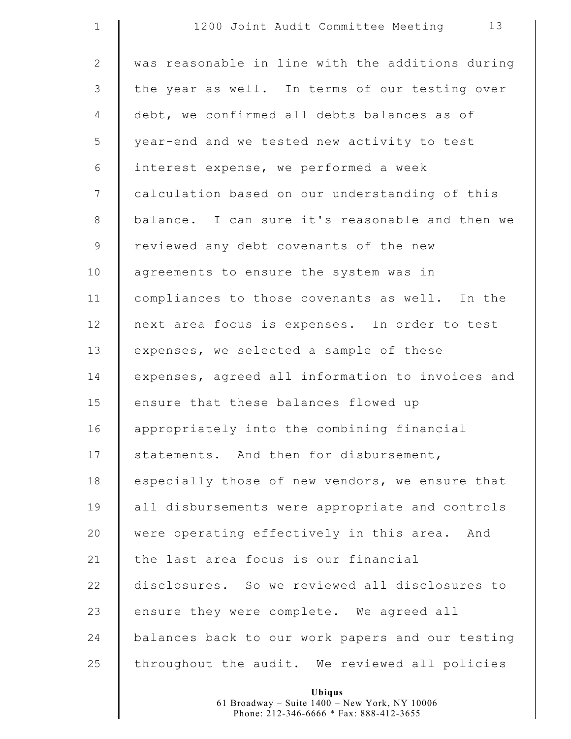was reasonable in line with the additions during the year as well. In terms of our testing over debt, we confirmed all debts balances as of year-end and we tested new activity to test interest expense, we performed a week calculation based on our understanding of this balance. I can sure it's reasonable and then we reviewed any debt covenants of the new agreements to ensure the system was in compliances to those covenants as well. In the next area focus is expenses. In order to test expenses, we selected a sample of these expenses, agreed all information to invoices and ensure that these balances flowed up appropriately into the combining financial statements. And then for disbursement, especially those of new vendors, we ensure that all disbursements were appropriate and controls were operating effectively in this area. And the last area focus is our financial disclosures. So we reviewed all disclosures to ensure they were complete. We agreed all balances back to our work papers and our testing throughout the audit. We reviewed all policies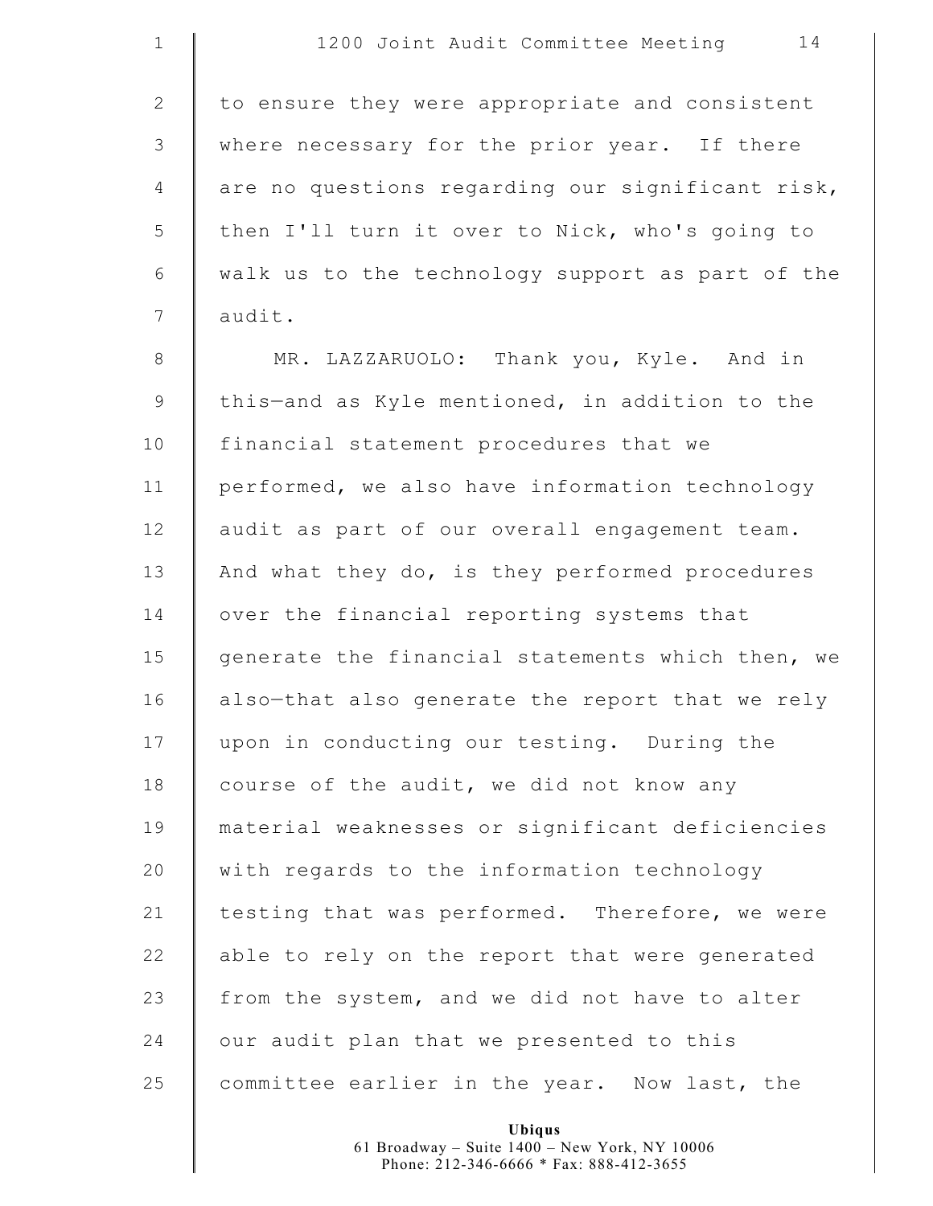to ensure they were appropriate and consistent where necessary for the prior year. If there are no questions regarding our significant risk, then I'll turn it over to Nick, who's going to walk us to the technology support as part of the audit.

MR. LAZZARUOLO: Thank you, Kyle. And in this—and as Kyle mentioned, in addition to the financial statement procedures that we performed, we also have information technology audit as part of our overall engagement team. And what they do, is they performed procedures over the financial reporting systems that generate the financial statements which then, we also—that also generate the report that we rely upon in conducting our testing. During the course of the audit, we did not know any material weaknesses or significant deficiencies with regards to the information technology testing that was performed. Therefore, we were able to rely on the report that were generated from the system, and we did not have to alter our audit plan that we presented to this committee earlier in the year. Now last, the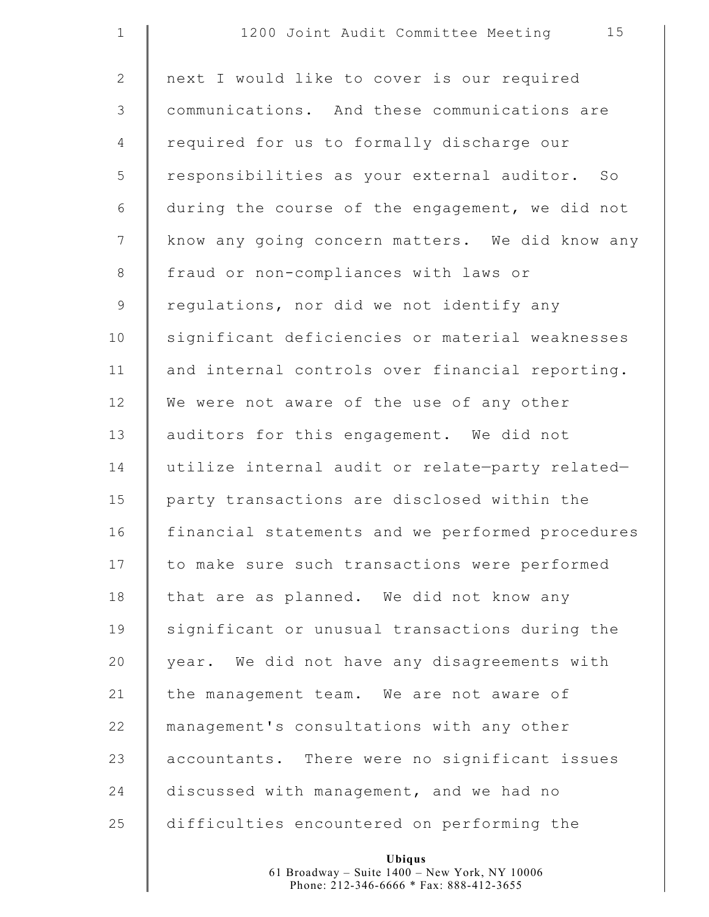next I would like to cover is our required communications. And these communications are required for us to formally discharge our responsibilities as your external auditor. So during the course of the engagement, we did not know any going concern matters. We did know any fraud or non-compliances with laws or regulations, nor did we not identify any significant deficiencies or material weaknesses and internal controls over financial reporting. We were not aware of the use of any other auditors for this engagement. We did not utilize internal audit or relate—party related—party transactions are disclosed within the financial statements and we performed procedures to make sure such transactions were performed that are as planned. We did not know any significant or unusual transactions during the year. We did not have any disagreements with the management team. We are not aware of management's consultations with any other accountants. There were no significant issues discussed with management, and we had no difficulties encountered on performing the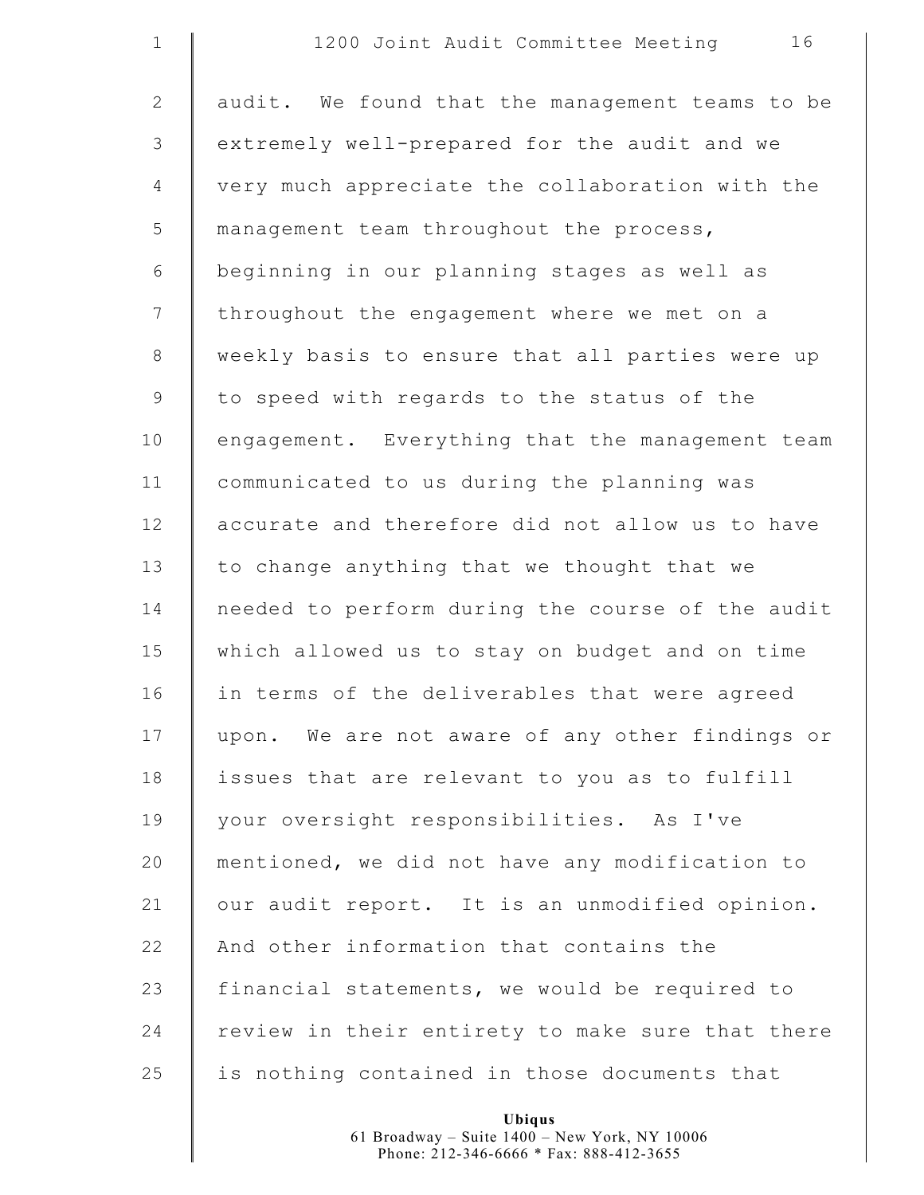audit. We found that the management teams to be extremely well-prepared for the audit and we very much appreciate the collaboration with the management team throughout the process, beginning in our planning stages as well as throughout the engagement where we met on a weekly basis to ensure that all parties were up to speed with regards to the status of the engagement. Everything that the management team communicated to us during the planning was accurate and therefore did not allow us to have to change anything that we thought that we needed to perform during the course of the audit which allowed us to stay on budget and on time in terms of the deliverables that were agreed upon. We are not aware of any other findings or issues that are relevant to you as to fulfill your oversight responsibilities. As I've mentioned, we did not have any modification to our audit report. It is an unmodified opinion. And other information that contains the financial statements, we would be required to review in their entirety to make sure that there is nothing contained in those documents that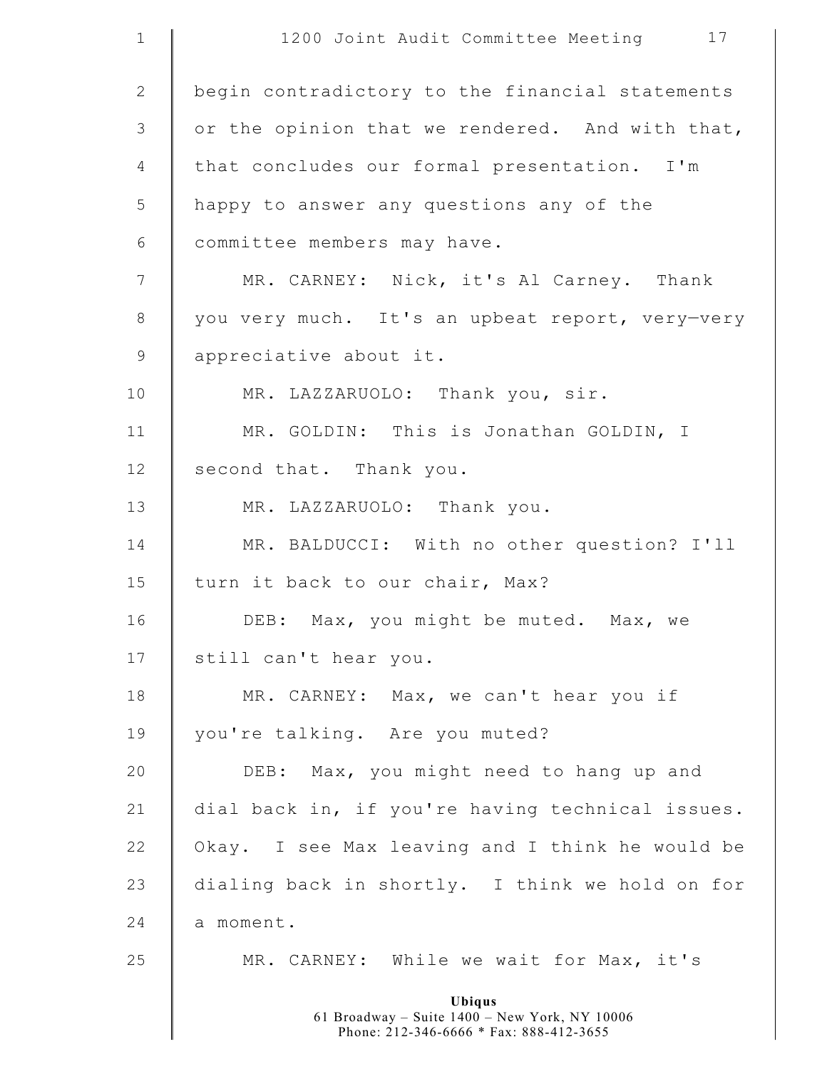begin contradictory to the financial statements or the opinion that we rendered. And with that, that concludes our formal presentation. I'm happy to answer any questions any of the committee members may have.

MR. CARNEY: Nick, it's Al Carney. Thank you very much. It's an upbeat report, very—very appreciative about it.

MR. LAZZARUOLO: Thank you, sir.

MR. GOLDIN: This is Jonathan GOLDIN, I second that. Thank you.

MR. LAZZARUOLO: Thank you.

MR. BALDUCCI: With no other question? I'll turn it back to our chair, Max?

DEB: Max, you might be muted. Max, we still can't hear you.

MR. CARNEY: Max, we can't hear you if you're talking. Are you muted?

DEB: Max, you might need to hang up and dial back in, if you're having technical issues. Okay. I see Max leaving and I think he would be dialing back in shortly. I think we hold on for a moment.

MR. CARNEY: While we wait for Max, it's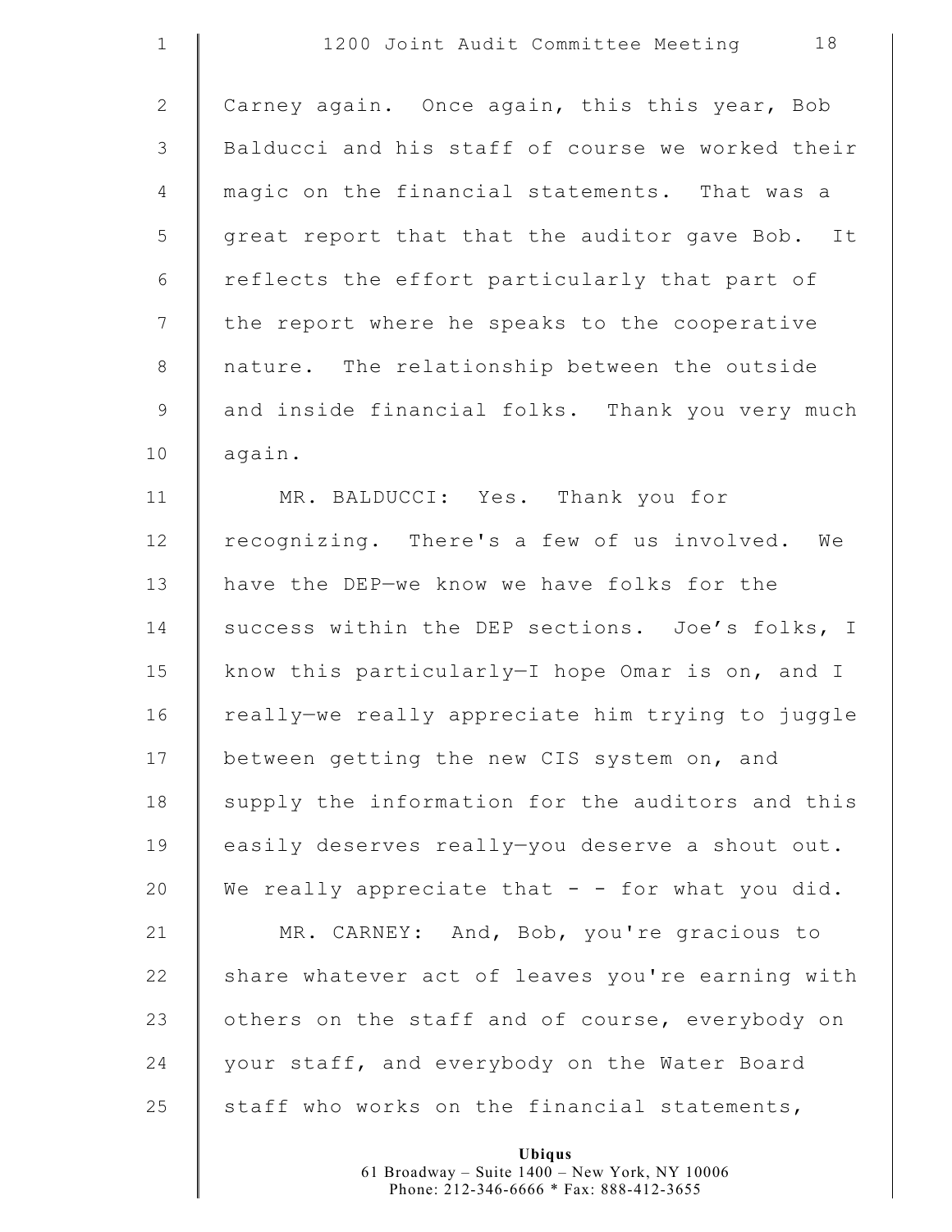Carney again. Once again, this this year, Bob Balducci and his staff of course we worked their magic on the financial statements. That was a great report that that the auditor gave Bob. It reflects the effort particularly that part of the report where he speaks to the cooperative nature. The relationship between the outside and inside financial folks. Thank you very much again.

MR. BALDUCCI: Yes. Thank you for recognizing. There's a few of us involved. We have the DEP—we know we have folks for the success within the DEP sections. Joe's folks, I know this particularly—I hope Omar is on, and I really—we really appreciate him trying to juggle between getting the new CIS system on, and supply the information for the auditors and this easily deserves really—you deserve a shout out. We really appreciate that - - for what you did.

MR. CARNEY: And, Bob, you're gracious to share whatever act of leaves you're earning with others on the staff and of course, everybody on your staff, and everybody on the Water Board staff who works on the financial statements,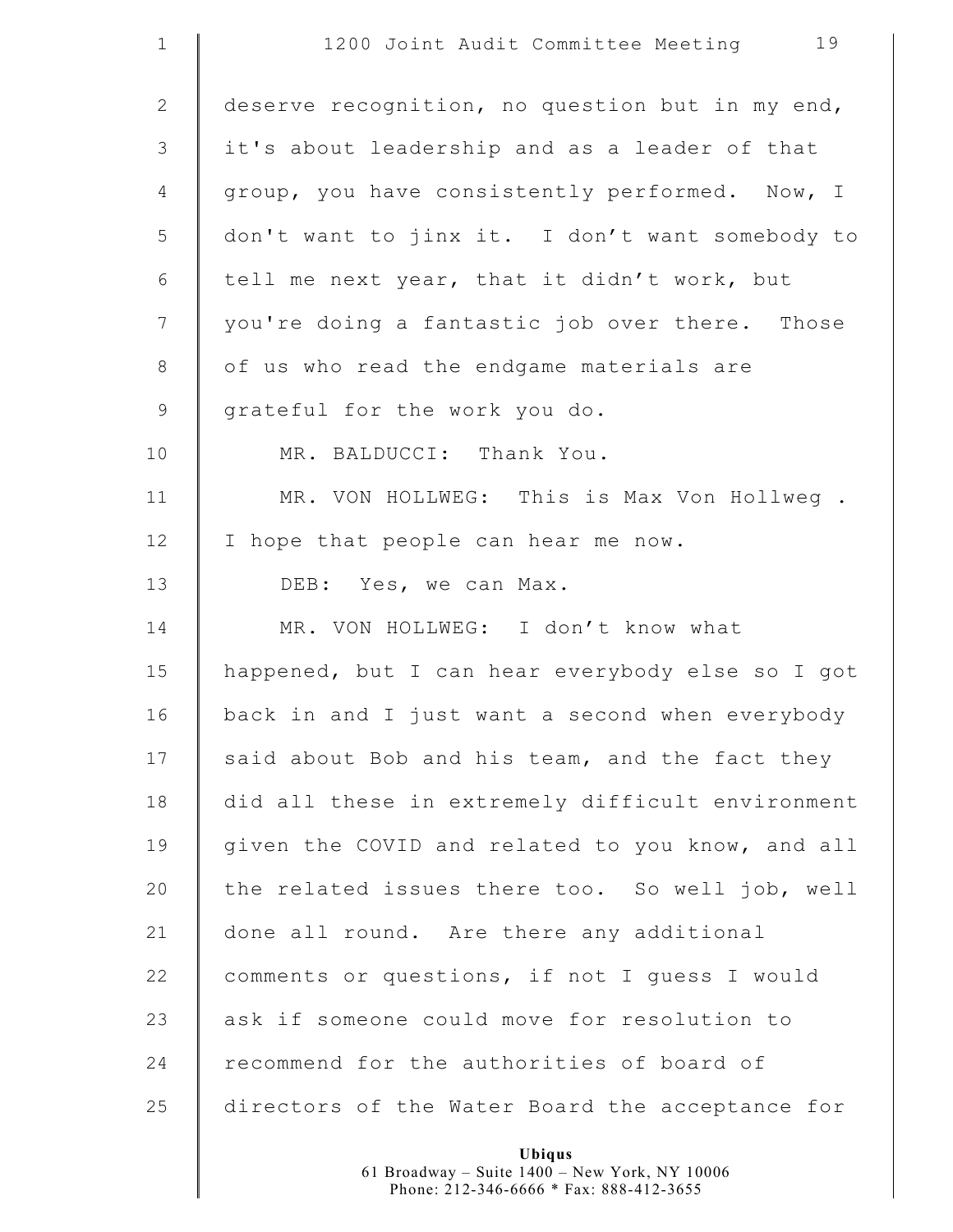deserve recognition, no question but in my end, it's about leadership and as a leader of that group, you have consistently performed. Now, I don't want to jinx it. I don't want somebody to tell me next year, that it didn't work, but you're doing a fantastic job over there. Those of us who read the endgame materials are grateful for the work you do.

MR. BALDUCCI: Thank You.

MR. VON HOLLWEG: This is Max Von Hollweg . I hope that people can hear me now.

DEB: Yes, we can Max.

MR. VON HOLLWEG: I don't know what happened, but I can hear everybody else so I got back in and I just want a second when everybody said about Bob and his team, and the fact they did all these in extremely difficult environment given the COVID and related to you know, and all the related issues there too. So well job, well done all round. Are there any additional comments or questions, if not I guess I would ask if someone could move for resolution to recommend for the authorities of board of directors of the Water Board the acceptance for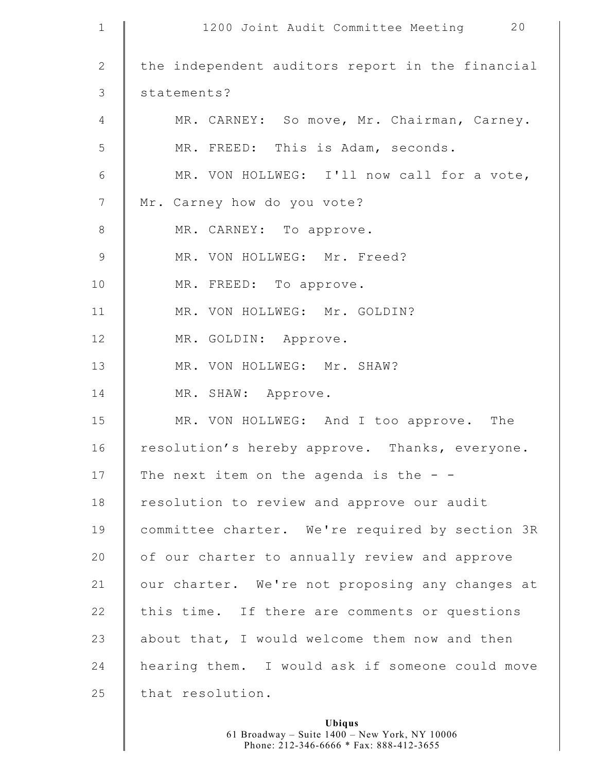the independent auditors report in the financial statements?

MR. CARNEY: So move, Mr. Chairman, Carney.

MR. FREED: This is Adam, seconds.

MR. VON HOLLWEG: I'll now call for a vote, Mr. Carney how do you vote?

MR. CARNEY: To approve.

MR. VON HOLLWEG: Mr. Freed?

MR. FREED: To approve.

MR. VON HOLLWEG: Mr. GOLDIN?

MR. GOLDIN: Approve.

MR. VON HOLLWEG: Mr. SHAW?

MR. SHAW: Approve.

MR. VON HOLLWEG: And I too approve. The resolution's hereby approve. Thanks, everyone. The next item on the agenda is the - - resolution to review and approve our audit committee charter. We're required by section 3R of our charter to annually review and approve our charter. We're not proposing any changes at this time. If there are comments or questions about that, I would welcome them now and then hearing them. I would ask if someone could move that resolution.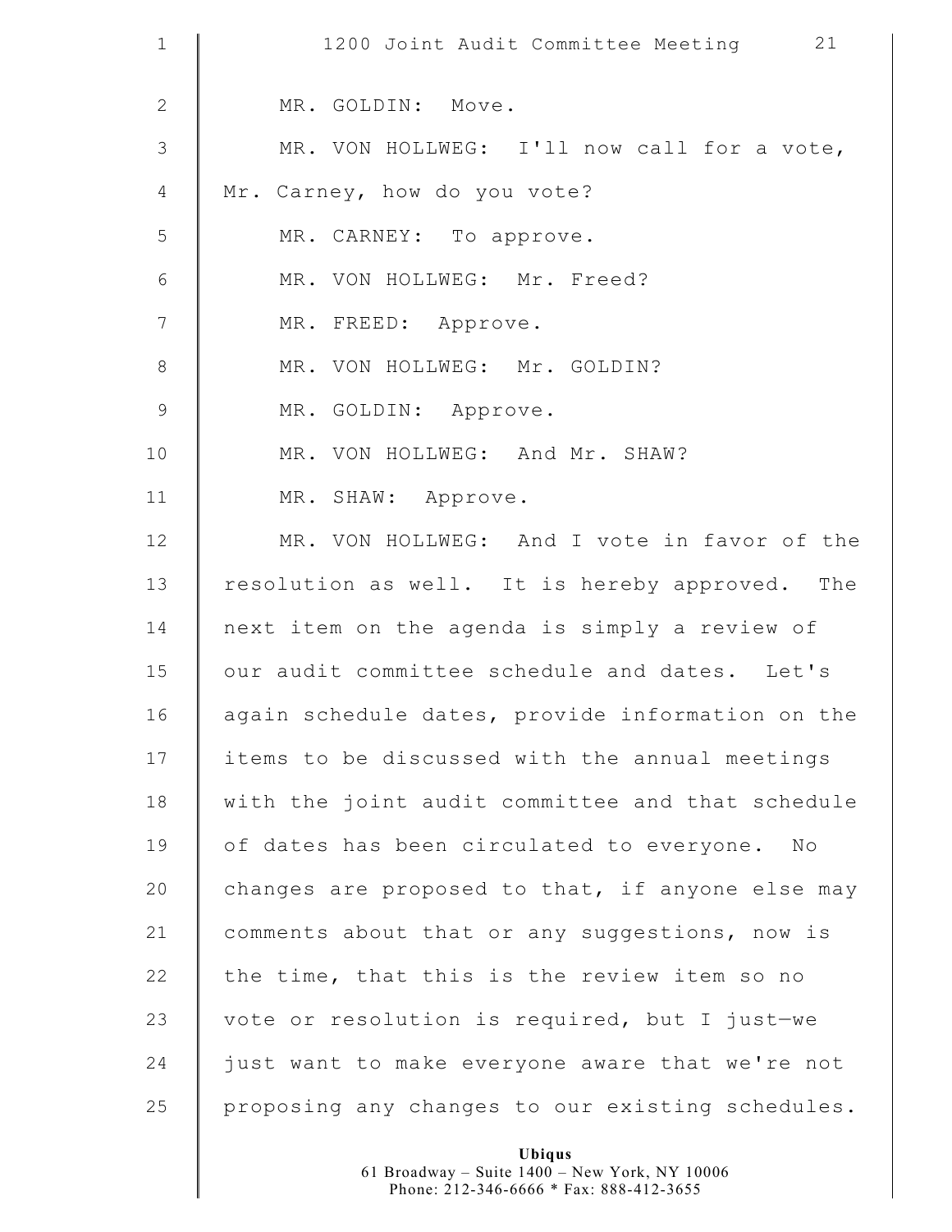MR. GOLDIN: Move.

MR. VON HOLLWEG: I'll now call for a vote, Mr. Carney, how do you vote?

MR. CARNEY: To approve.

MR. VON HOLLWEG: Mr. Freed?

MR. FREED: Approve.

MR. VON HOLLWEG: Mr. GOLDIN?

MR. GOLDIN: Approve.

MR. VON HOLLWEG: And Mr. SHAW?

MR. SHAW: Approve.

MR. VON HOLLWEG: And I vote in favor of the resolution as well. It is hereby approved. The next item on the agenda is simply a review of our audit committee schedule and dates. Let's again schedule dates, provide information on the items to be discussed with the annual meetings with the joint audit committee and that schedule of dates has been circulated to everyone. No changes are proposed to that, if anyone else may comments about that or any suggestions, now is the time, that this is the review item so no vote or resolution is required, but I just—we just want to make everyone aware that we're not proposing any changes to our existing schedules.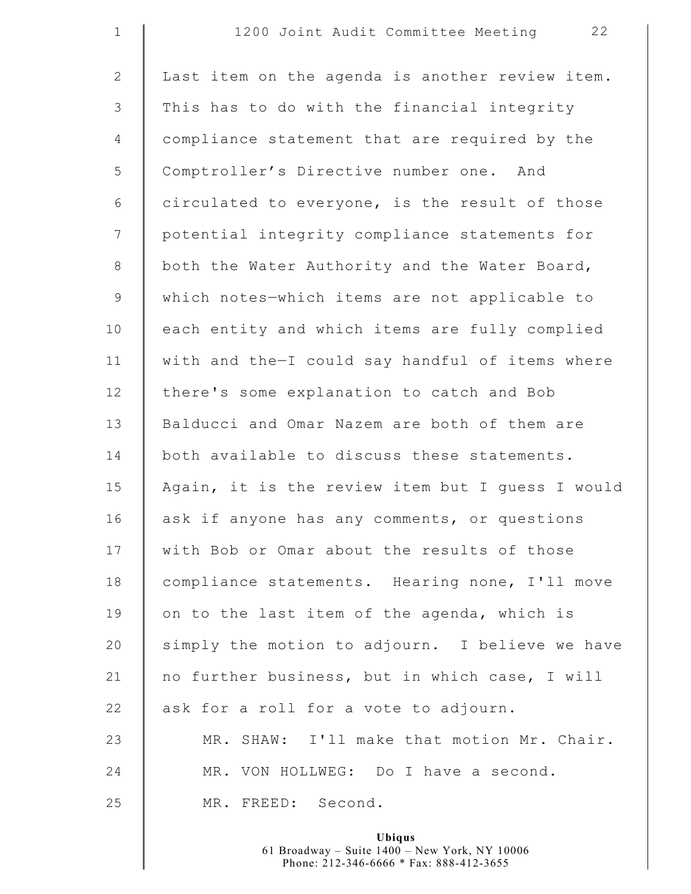Last item on the agenda is another review item. This has to do with the financial integrity compliance statement that are required by the Comptroller's Directive number one. And circulated to everyone, is the result of those potential integrity compliance statements for both the Water Authority and the Water Board, which notes—which items are not applicable to each entity and which items are fully complied with and the—I could say handful of items where there's some explanation to catch and Bob Balducci and Omar Nazem are both of them are both available to discuss these statements. Again, it is the review item but I guess I would ask if anyone has any comments, or questions with Bob or Omar about the results of those compliance statements. Hearing none, I'll move on to the last item of the agenda, which is simply the motion to adjourn. I believe we have no further business, but in which case, I will ask for a roll for a vote to adjourn.

MR. SHAW: I'll make that motion Mr. Chair.

MR. VON HOLLWEG: Do I have a second.

MR. FREED: Second.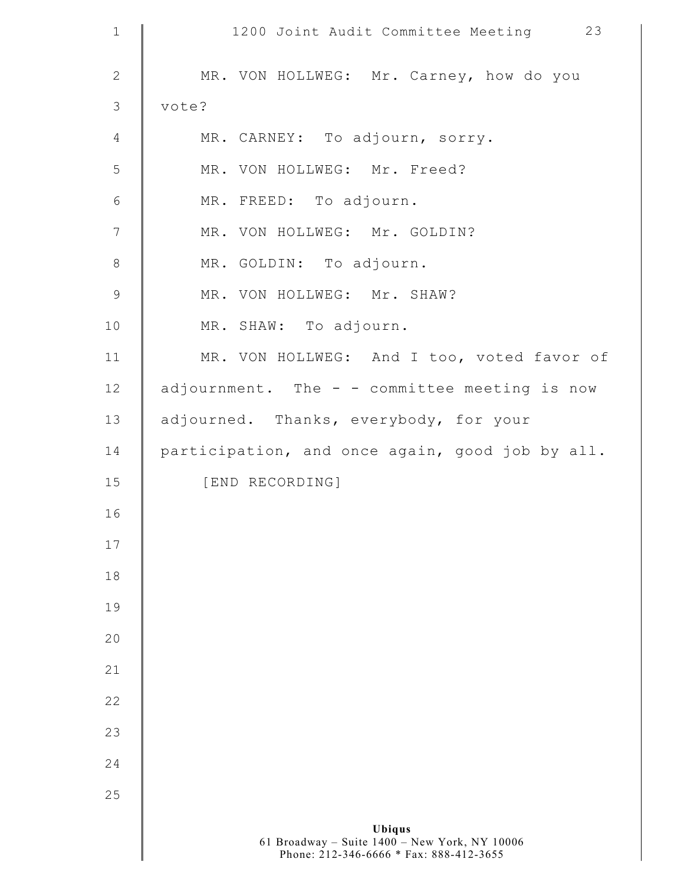MR. VON HOLLWEG: Mr. Carney, how do you vote?

MR. CARNEY: To adjourn, sorry.

MR. VON HOLLWEG: Mr. Freed?

MR. FREED: To adjourn.

MR. VON HOLLWEG: Mr. GOLDIN?

MR. GOLDIN: To adjourn.

MR. VON HOLLWEG: Mr. SHAW?

MR. SHAW: To adjourn.

MR. VON HOLLWEG: And I too, voted favor of adjournment. The - - committee meeting is now adjourned. Thanks, everybody, for your participation, and once again, good job by all.

[END RECORDING]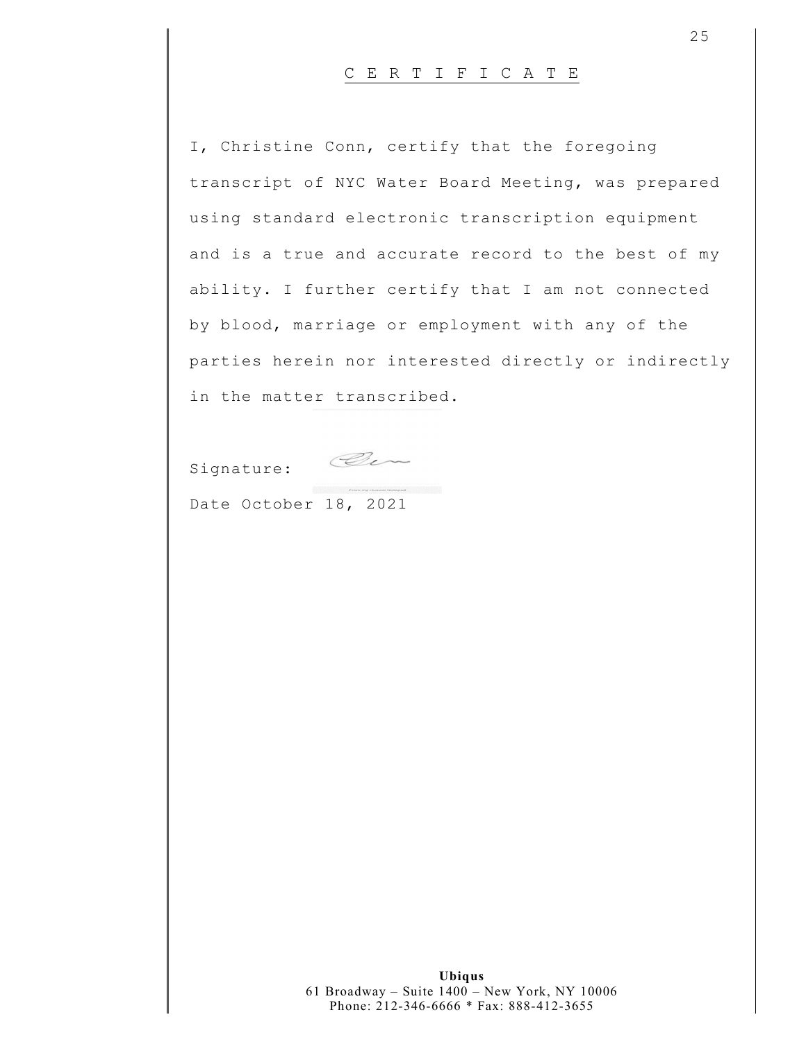# C E R T I F I C A T E

I, Christine Conn, certify that the foregoing transcript of NYC Water Board Meeting, was prepared using standard electronic transcription equipment and is a true and accurate record to the best of my ability. I further certify that I am not connected by blood, marriage or employment with any of the parties herein nor interested directly or indirectly in the matter transcribed.

Signature:

Date October 18, 2021

**Ubiqus**
61 Broadway – Suite 1400 – New York, NY 10006
Phone: 212-346-6666 * Fax: 888-412-3655